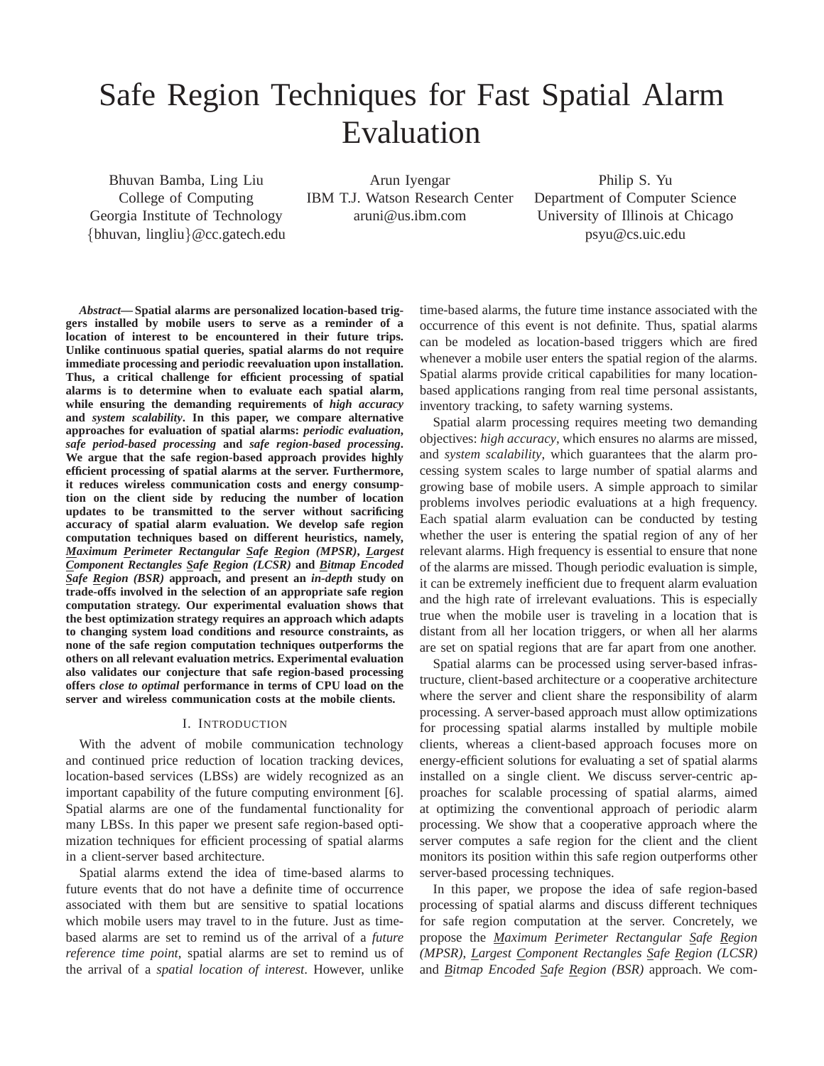# Safe Region Techniques for Fast Spatial Alarm Evaluation

Bhuvan Bamba, Ling Liu
College of Computing
Georgia Institute of Technology
{bhuvan, lingliu}@cc.gatech.edu

Arun Iyengar
IBM T.J. Watson Research Center
aruni@us.ibm.com

Philip S. Yu
Department of Computer Science
University of Illinois at Chicago
psyu@cs.uic.edu

***Abstract*— Spatial alarms are personalized location-based triggers installed by mobile users to serve as a reminder of a location of interest to be encountered in their future trips. Unlike continuous spatial queries, spatial alarms do not require immediate processing and periodic reevaluation upon installation. Thus, a critical challenge for efficient processing of spatial alarms is to determine when to evaluate each spatial alarm, while ensuring the demanding requirements of *high accuracy* and *system scalability*. In this paper, we compare alternative approaches for evaluation of spatial alarms: *periodic evaluation*, *safe period-based processing* and *safe region-based processing*. We argue that the safe region-based approach provides highly efficient processing of spatial alarms at the server. Furthermore, it reduces wireless communication costs and energy consumption on the client side by reducing the number of location updates to be transmitted to the server without sacrificing accuracy of spatial alarm evaluation. We develop safe region computation techniques based on different heuristics, namely, *Maximum Perimeter Rectangular Safe Region (MPSR)*, *Largest Component Rectangles Safe Region (LCSR)* and *Bitmap Encoded Safe Region (BSR)* approach, and present an *in-depth* study on trade-offs involved in the selection of an appropriate safe region computation strategy. Our experimental evaluation shows that the best optimization strategy requires an approach which adapts to changing system load conditions and resource constraints, as none of the safe region computation techniques outperforms the others on all relevant evaluation metrics. Experimental evaluation also validates our conjecture that safe region-based processing offers *close to optimal* performance in terms of CPU load on the server and wireless communication costs at the mobile clients.**

## I. Introduction

With the advent of mobile communication technology and continued price reduction of location tracking devices, location-based services (LBSs) are widely recognized as an important capability of the future computing environment [6]. Spatial alarms are one of the fundamental functionality for many LBSs. In this paper we present safe region-based optimization techniques for efficient processing of spatial alarms in a client-server based architecture.

Spatial alarms extend the idea of time-based alarms to future events that do not have a definite time of occurrence associated with them but are sensitive to spatial locations which mobile users may travel to in the future. Just as time-based alarms are set to remind us of the arrival of a *future reference time point*, spatial alarms are set to remind us of the arrival of a *spatial location of interest*. However, unlike time-based alarms, the future time instance associated with the occurrence of this event is not definite. Thus, spatial alarms can be modeled as location-based triggers which are fired whenever a mobile user enters the spatial region of the alarms. Spatial alarms provide critical capabilities for many location-based applications ranging from real time personal assistants, inventory tracking, to safety warning systems.

Spatial alarm processing requires meeting two demanding objectives: *high accuracy*, which ensures no alarms are missed, and *system scalability*, which guarantees that the alarm processing system scales to large number of spatial alarms and growing base of mobile users. A simple approach to similar problems involves periodic evaluations at a high frequency. Each spatial alarm evaluation can be conducted by testing whether the user is entering the spatial region of any of her relevant alarms. High frequency is essential to ensure that none of the alarms are missed. Though periodic evaluation is simple, it can be extremely inefficient due to frequent alarm evaluation and the high rate of irrelevant evaluations. This is especially true when the mobile user is traveling in a location that is distant from all her location triggers, or when all her alarms are set on spatial regions that are far apart from one another.

Spatial alarms can be processed using server-based infrastructure, client-based architecture or a cooperative architecture where the server and client share the responsibility of alarm processing. A server-based approach must allow optimizations for processing spatial alarms installed by multiple mobile clients, whereas a client-based approach focuses more on energy-efficient solutions for evaluating a set of spatial alarms installed on a single client. We discuss server-centric approaches for scalable processing of spatial alarms, aimed at optimizing the conventional approach of periodic alarm processing. We show that a cooperative approach where the server computes a safe region for the client and the client monitors its position within this safe region outperforms other server-based processing techniques.

In this paper, we propose the idea of safe region-based processing of spatial alarms and discuss different techniques for safe region computation at the server. Concretely, we propose the *Maximum Perimeter Rectangular Safe Region (MPSR)*, *Largest Component Rectangles Safe Region (LCSR)* and *Bitmap Encoded Safe Region (BSR)* approach. We com-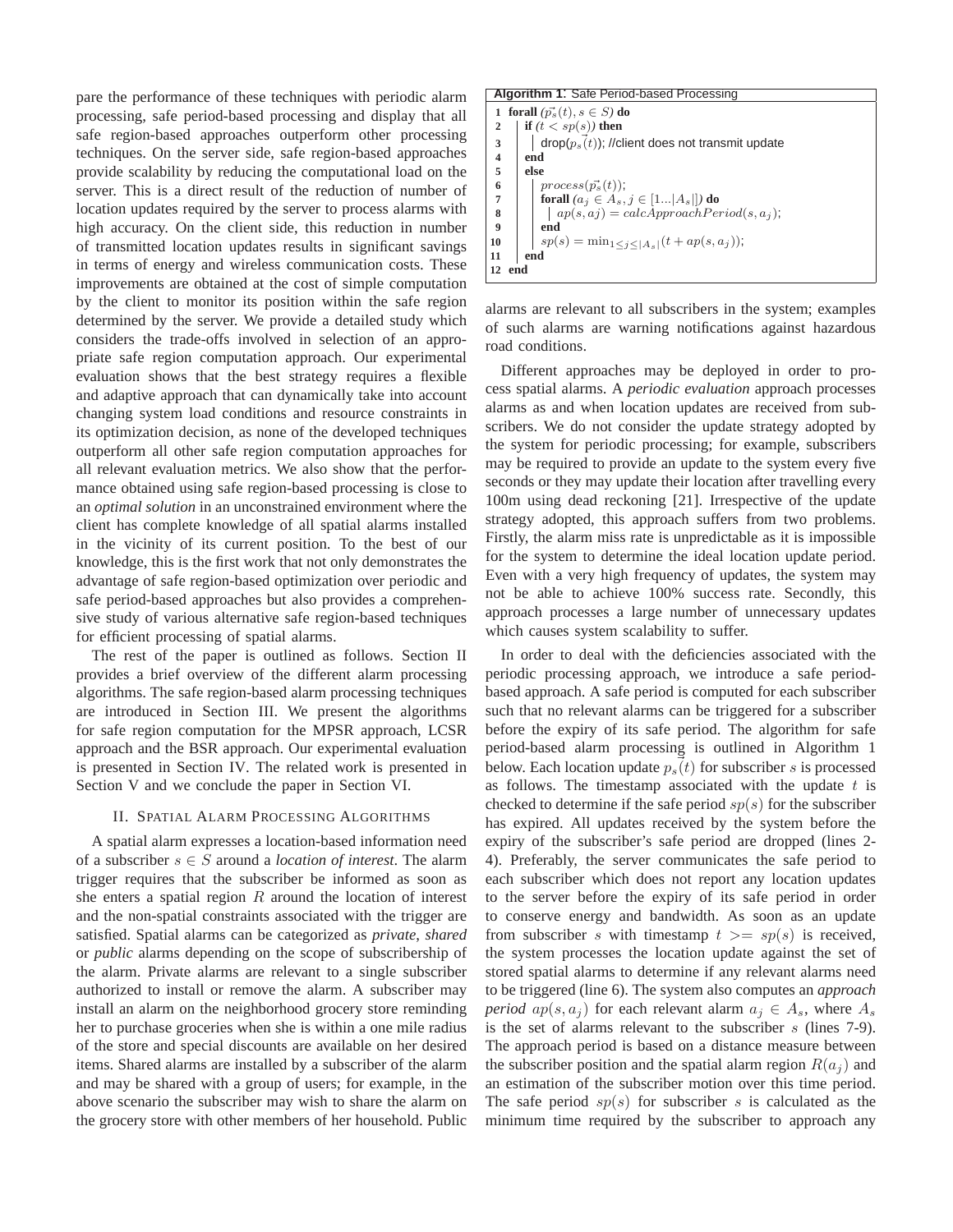pare the performance of these techniques with periodic alarm processing, safe period-based processing and display that all safe region-based approaches outperform other processing techniques. On the server side, safe region-based approaches provide scalability by reducing the computational load on the server. This is a direct result of the reduction of number of location updates required by the server to process alarms with high accuracy. On the client side, this reduction in number of transmitted location updates results in significant savings in terms of energy and wireless communication costs. These improvements are obtained at the cost of simple computation by the client to monitor its position within the safe region determined by the server. We provide a detailed study which considers the trade-offs involved in selection of an appropriate safe region computation approach. Our experimental evaluation shows that the best strategy requires a flexible and adaptive approach that can dynamically take into account changing system load conditions and resource constraints in its optimization decision, as none of the developed techniques outperform all other safe region computation approaches for all relevant evaluation metrics. We also show that the performance obtained using safe region-based processing is close to an *optimal solution* in an unconstrained environment where the client has complete knowledge of all spatial alarms installed in the vicinity of its current position. To the best of our knowledge, this is the first work that not only demonstrates the advantage of safe region-based optimization over periodic and safe period-based approaches but also provides a comprehensive study of various alternative safe region-based techniques for efficient processing of spatial alarms.

The rest of the paper is outlined as follows. Section II provides a brief overview of the different alarm processing algorithms. The safe region-based alarm processing techniques are introduced in Section III. We present the algorithms for safe region computation for the MPSR approach, LCSR approach and the BSR approach. Our experimental evaluation is presented in Section IV. The related work is presented in Section V and we conclude the paper in Section VI.

## II. Spatial Alarm Processing Algorithms

A spatial alarm expresses a location-based information need of a subscriber $s \in S$ around a *location of interest*. The alarm trigger requires that the subscriber be informed as soon as she enters a spatial region $R$ around the location of interest and the non-spatial constraints associated with the trigger are satisfied. Spatial alarms can be categorized as *private*, *shared* or *public* alarms depending on the scope of subscribership of the alarm. Private alarms are relevant to a single subscriber authorized to install or remove the alarm. A subscriber may install an alarm on the neighborhood grocery store reminding her to purchase groceries when she is within a one mile radius of the store and special discounts are available on her desired items. Shared alarms are installed by a subscriber of the alarm and may be shared with a group of users; for example, in the above scenario the subscriber may wish to share the alarm on the grocery store with other members of her household. Public alarms are relevant to all subscribers in the system; examples of such alarms are warning notifications against hazardous road conditions.

**Algorithm 1**: Safe Period-based Processing

```
1  forall (p_s(t), s ∈ S) do
2    if (t < sp(s)) then
3      drop(p_s(t)); //client does not transmit update
4    end
5    else
6      process(p_s(t));
7      forall (a_j ∈ A_s, j ∈ [1...|A_s|]) do
8        ap(s, aj) = calcApproachPeriod(s, a_j);
9      end
10     sp(s) = min_{1≤j≤|A_s|}(t + ap(s, a_j));
11   end
12 end
```

Different approaches may be deployed in order to process spatial alarms. A *periodic evaluation* approach processes alarms as and when location updates are received from subscribers. We do not consider the update strategy adopted by the system for periodic processing; for example, subscribers may be required to provide an update to the system every five seconds or they may update their location after travelling every 100m using dead reckoning [21]. Irrespective of the update strategy adopted, this approach suffers from two problems. Firstly, the alarm miss rate is unpredictable as it is impossible for the system to determine the ideal location update period. Even with a very high frequency of updates, the system may not be able to achieve 100% success rate. Secondly, this approach processes a large number of unnecessary updates which causes system scalability to suffer.

In order to deal with the deficiencies associated with the periodic processing approach, we introduce a safe period-based approach. A safe period is computed for each subscriber such that no relevant alarms can be triggered for a subscriber before the expiry of its safe period. The algorithm for safe period-based alarm processing is outlined in Algorithm 1 below. Each location update $\vec{p_s}(t)$ for subscriber $s$ is processed as follows. The timestamp associated with the update $t$ is checked to determine if the safe period $sp(s)$ for the subscriber has expired. All updates received by the system before the expiry of the subscriber's safe period are dropped (lines 2-4). Preferably, the server communicates the safe period to each subscriber which does not report any location updates to the server before the expiry of its safe period in order to conserve energy and bandwidth. As soon as an update from subscriber $s$ with timestamp $t >= sp(s)$ is received, the system processes the location update against the set of stored spatial alarms to determine if any relevant alarms need to be triggered (line 6). The system also computes an *approach period* $ap(s, a_j)$ for each relevant alarm $a_j \in A_s$, where $A_s$ is the set of alarms relevant to the subscriber $s$ (lines 7-9). The approach period is based on a distance measure between the subscriber position and the spatial alarm region $R(a_j)$ and an estimation of the subscriber motion over this time period. The safe period $sp(s)$ for subscriber $s$ is calculated as the minimum time required by the subscriber to approach any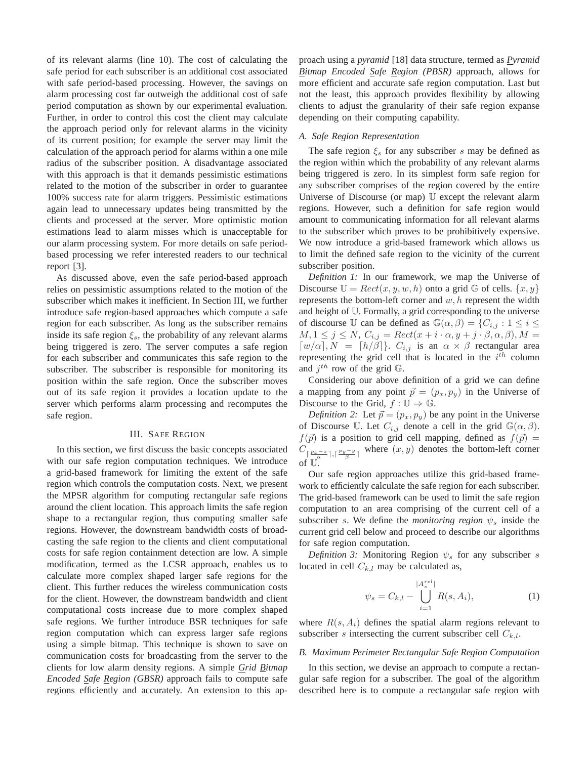of its relevant alarms (line 10). The cost of calculating the safe period for each subscriber is an additional cost associated with safe period-based processing. However, the savings on alarm processing cost far outweigh the additional cost of safe period computation as shown by our experimental evaluation. Further, in order to control this cost the client may calculate the approach period only for relevant alarms in the vicinity of its current position; for example the server may limit the calculation of the approach period for alarms within a one mile radius of the subscriber position. A disadvantage associated with this approach is that it demands pessimistic estimations related to the motion of the subscriber in order to guarantee 100% success rate for alarm triggers. Pessimistic estimations again lead to unnecessary updates being transmitted by the clients and processed at the server. More optimistic motion estimations lead to alarm misses which is unacceptable for our alarm processing system. For more details on safe period-based processing we refer interested readers to our technical report [3].

As discussed above, even the safe period-based approach relies on pessimistic assumptions related to the motion of the subscriber which makes it inefficient. In Section III, we further introduce safe region-based approaches which compute a safe region for each subscriber. As long as the subscriber remains inside its safe region $\xi_s$, the probability of any relevant alarms being triggered is zero. The server computes a safe region for each subscriber and communicates this safe region to the subscriber. The subscriber is responsible for monitoring its position within the safe region. Once the subscriber moves out of its safe region it provides a location update to the server which performs alarm processing and recomputes the safe region.

## III. Safe Region

In this section, we first discuss the basic concepts associated with our safe region computation techniques. We introduce a grid-based framework for limiting the extent of the safe region which controls the computation costs. Next, we present the MPSR algorithm for computing rectangular safe regions around the client location. This approach limits the safe region shape to a rectangular region, thus computing smaller safe regions. However, the downstream bandwidth costs of broadcasting the safe region to the clients and client computational costs for safe region containment detection are low. A simple modification, termed as the LCSR approach, enables us to calculate more complex shaped larger safe regions for the client. This further reduces the wireless communication costs for the client. However, the downstream bandwidth and client computational costs increase due to more complex shaped safe regions. We further introduce BSR techniques for safe region computation which can express larger safe regions using a simple bitmap. This technique is shown to save on communication costs for broadcasting from the server to the clients for low alarm density regions. A simple *Grid Bitmap Encoded Safe Region (GBSR)* approach fails to compute safe regions efficiently and accurately. An extension to this approach using a *pyramid* [18] data structure, termed as *Pyramid Bitmap Encoded Safe Region (PBSR)* approach, allows for more efficient and accurate safe region computation. Last but not the least, this approach provides flexibility by allowing clients to adjust the granularity of their safe region expanse depending on their computing capability.

### A. Safe Region Representation

The safe region $\xi_s$ for any subscriber $s$ may be defined as the region within which the probability of any relevant alarms being triggered is zero. In its simplest form safe region for any subscriber comprises of the region covered by the entire Universe of Discourse (or map) $\mathbb{U}$ except the relevant alarm regions. However, such a definition for safe region would amount to communicating information for all relevant alarms to the subscriber which proves to be prohibitively expensive. We now introduce a grid-based framework which allows us to limit the defined safe region to the vicinity of the current subscriber position.

*Definition 1:* In our framework, we map the Universe of Discourse $\mathbb{U} = Rect(x, y, w, h)$ onto a grid $\mathbb{G}$ of cells. $\{x, y\}$ represents the bottom-left corner and $w, h$ represent the width and height of $\mathbb{U}$. Formally, a grid corresponding to the universe of discourse $\mathbb{U}$ can be defined as $\mathbb{G}(\alpha, \beta) = \{C_{i,j} : 1 \leq i \leq M, 1 \leq j \leq N,\ C_{i,j} = Rect(x + i \cdot \alpha, y + j \cdot \beta, \alpha, \beta), M = \lceil w/\alpha \rceil, N = \lceil h/\beta \rceil\}$. $C_{i,j}$ is an $\alpha \times \beta$ rectangular area representing the grid cell that is located in the $i^{th}$ column and $j^{th}$ row of the grid $\mathbb{G}$.

Considering our above definition of a grid we can define a mapping from any point $\vec{p} = (p_x, p_y)$ in the Universe of Discourse to the Grid, $f : \mathbb{U} \Rightarrow \mathbb{G}$.

*Definition 2:* Let $\vec{p} = (p_x, p_y)$ be any point in the Universe of Discourse $\mathbb{U}$. Let $C_{i,j}$ denote a cell in the grid $\mathbb{G}(\alpha, \beta)$. $f(\vec{p})$ is a position to grid cell mapping, defined as $f(\vec{p}) = C_{\lceil \frac{p_x - x}{\alpha} \rceil, \lceil \frac{p_y - y}{\beta} \rceil}$ where $(x, y)$ denotes the bottom-left corner of $\mathbb{U}$.

Our safe region approaches utilize this grid-based framework to efficiently calculate the safe region for each subscriber. The grid-based framework can be used to limit the safe region computation to an area comprising of the current cell of a subscriber $s$. We define the *monitoring region* $\psi_s$ inside the current grid cell below and proceed to describe our algorithms for safe region computation.

*Definition 3:* Monitoring Region $\psi_s$ for any subscriber $s$ located in cell $C_{k,l}$ may be calculated as,

$$\psi_s = C_{k,l} - \bigcup_{i=1}^{|A_s^{rel}|} R(s, A_i), \tag{1}$$

where $R(s, A_i)$ defines the spatial alarm regions relevant to subscriber $s$ intersecting the current subscriber cell $C_{k,l}$.

### B. Maximum Perimeter Rectangular Safe Region Computation

In this section, we devise an approach to compute a rectangular safe region for a subscriber. The goal of the algorithm described here is to compute a rectangular safe region with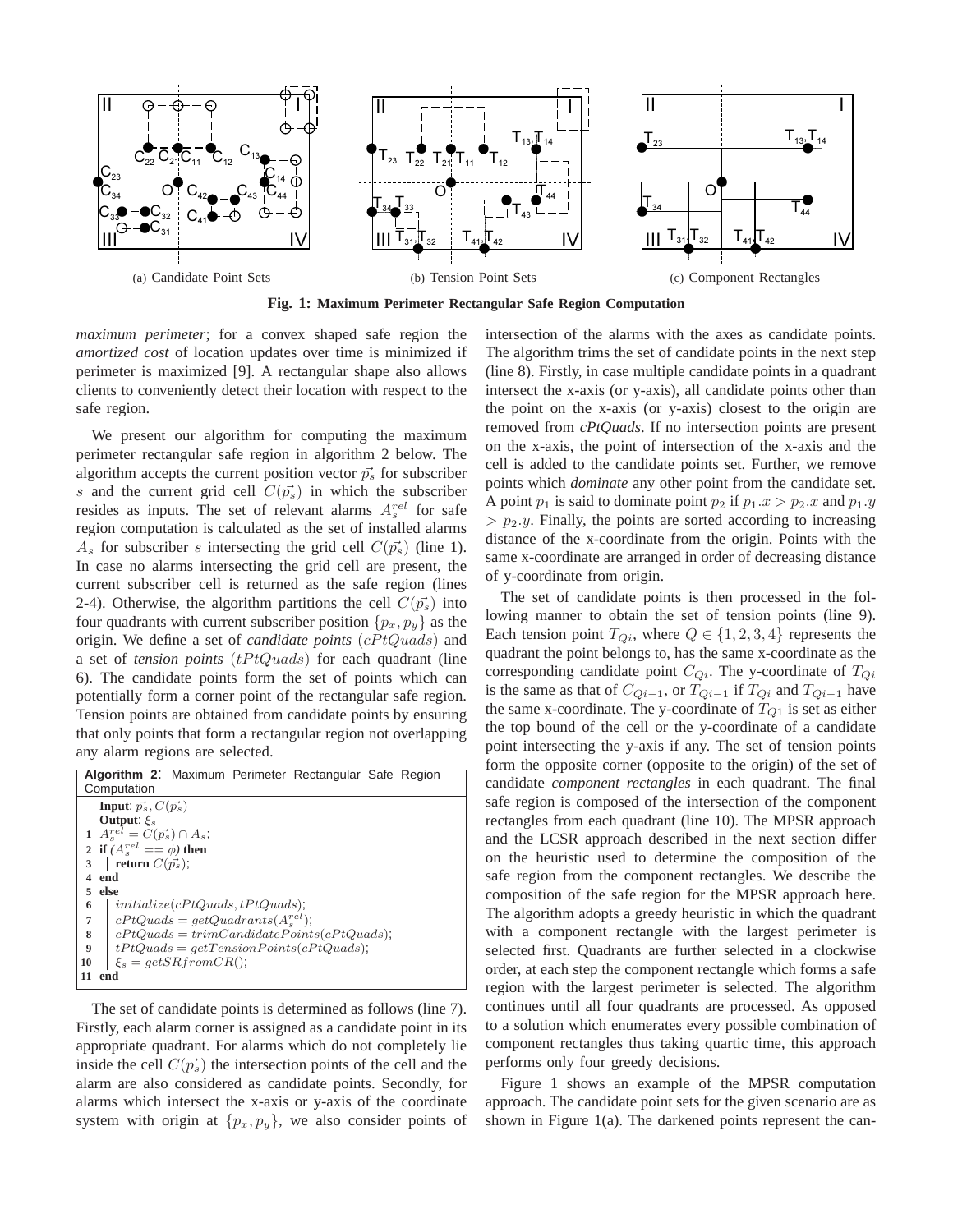(a) Candidate Point Sets

(b) Tension Point Sets

(c) Component Rectangles

**Fig. 1: Maximum Perimeter Rectangular Safe Region Computation**

*maximum perimeter*; for a convex shaped safe region the *amortized cost* of location updates over time is minimized if perimeter is maximized [9]. A rectangular shape also allows clients to conveniently detect their location with respect to the safe region.

We present our algorithm for computing the maximum perimeter rectangular safe region in algorithm 2 below. The algorithm accepts the current position vector $\vec{p_s}$ for subscriber $s$ and the current grid cell $C(\vec{p_s})$ in which the subscriber resides as inputs. The set of relevant alarms $A_s^{rel}$ for safe region computation is calculated as the set of installed alarms $A_s$ for subscriber $s$ intersecting the grid cell $C(\vec{p_s})$ (line 1). In case no alarms intersecting the grid cell are present, the current subscriber cell is returned as the safe region (lines 2-4). Otherwise, the algorithm partitions the cell $C(\vec{p_s})$ into four quadrants with current subscriber position $\{p_x, p_y\}$ as the origin. We define a set of *candidate points* ($cPtQuads$) and a set of *tension points* ($tPtQuads$) for each quadrant (line 6). The candidate points form the set of points which can potentially form a corner point of the rectangular safe region. Tension points are obtained from candidate points by ensuring that only points that form a rectangular region not overlapping any alarm regions are selected.

**Algorithm 2**: Maximum Perimeter Rectangular Safe Region Computation

```
   Input: p_s, C(p_s)
   Output: ξ_s
1  A_s^rel = C(p_s) ∩ A_s;
2  if (A_s^rel == φ) then
3  |  return C(p_s);
4  end
5  else
6  |  initialize(cPtQuads, tPtQuads);
7  |  cPtQuads = getQuadrants(A_s^rel);
8  |  cPtQuads = trimCandidatePoints(cPtQuads);
9  |  tPtQuads = getTensionPoints(cPtQuads);
10 |  ξ_s = getSRfromCR();
11 end
```

The set of candidate points is determined as follows (line 7). Firstly, each alarm corner is assigned as a candidate point in its appropriate quadrant. For alarms which do not completely lie inside the cell $C(\vec{p_s})$ the intersection points of the cell and the alarm are also considered as candidate points. Secondly, for alarms which intersect the x-axis or y-axis of the coordinate system with origin at $\{p_x, p_y\}$, we also consider points of intersection of the alarms with the axes as candidate points. The algorithm trims the set of candidate points in the next step (line 8). Firstly, in case multiple candidate points in a quadrant intersect the x-axis (or y-axis), all candidate points other than the point on the x-axis (or y-axis) closest to the origin are removed from *cPtQuads*. If no intersection points are present on the x-axis, the point of intersection of the x-axis and the cell is added to the candidate points set. Further, we remove points which *dominate* any other point from the candidate set. A point $p_1$ is said to dominate point $p_2$ if $p_1.x > p_2.x$ and $p_1.y > p_2.y$. Finally, the points are sorted according to increasing distance of the x-coordinate from the origin. Points with the same x-coordinate are arranged in order of decreasing distance of y-coordinate from origin.

The set of candidate points is then processed in the following manner to obtain the set of tension points (line 9). Each tension point $T_{Qi}$, where $Q \in \{1, 2, 3, 4\}$ represents the quadrant the point belongs to, has the same x-coordinate as the corresponding candidate point $C_{Qi}$. The y-coordinate of $T_{Qi}$ is the same as that of $C_{Qi-1}$, or $T_{Qi-1}$ if $T_{Qi}$ and $T_{Qi-1}$ have the same x-coordinate. The y-coordinate of $T_{Q1}$ is set as either the top bound of the cell or the y-coordinate of a candidate point intersecting the y-axis if any. The set of tension points form the opposite corner (opposite to the origin) of the set of candidate *component rectangles* in each quadrant. The final safe region is composed of the intersection of the component rectangles from each quadrant (line 10). The MPSR approach and the LCSR approach described in the next section differ on the heuristic used to determine the composition of the safe region from the component rectangles. We describe the composition of the safe region for the MPSR approach here. The algorithm adopts a greedy heuristic in which the quadrant with a component rectangle with the largest perimeter is selected first. Quadrants are further selected in a clockwise order, at each step the component rectangle which forms a safe region with the largest perimeter is selected. The algorithm continues until all four quadrants are processed. As opposed to a solution which enumerates every possible combination of component rectangles thus taking quartic time, this approach performs only four greedy decisions.

Figure 1 shows an example of the MPSR computation approach. The candidate point sets for the given scenario are as shown in Figure 1(a). The darkened points represent the can-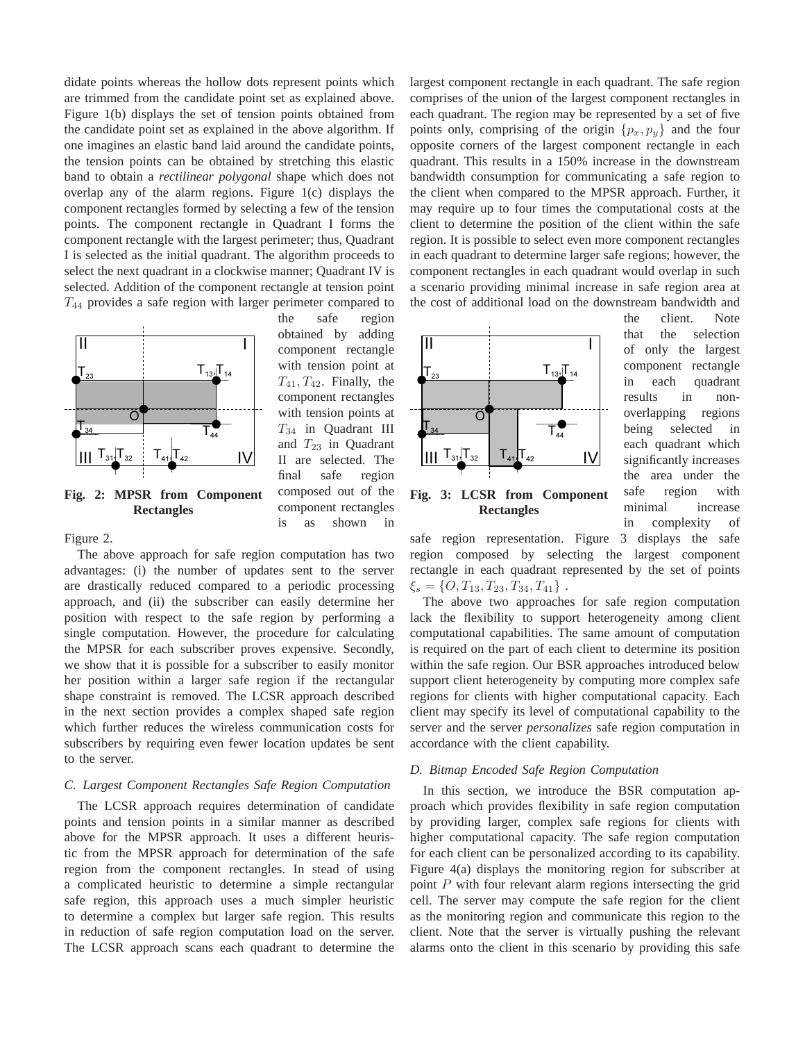didate points whereas the hollow dots represent points which are trimmed from the candidate point set as explained above. Figure 1(b) displays the set of tension points obtained from the candidate point set as explained in the above algorithm. If one imagines an elastic band laid around the candidate points, the tension points can be obtained by stretching this elastic band to obtain a *rectilinear polygonal* shape which does not overlap any of the alarm regions. Figure 1(c) displays the component rectangles formed by selecting a few of the tension points. The component rectangle in Quadrant I forms the component rectangle with the largest perimeter; thus, Quadrant I is selected as the initial quadrant. The algorithm proceeds to select the next quadrant in a clockwise manner; Quadrant IV is selected. Addition of the component rectangle at tension point $T_{44}$ provides a safe region with larger perimeter compared to the safe region obtained by adding component rectangle with tension point at $T_{41}, T_{42}$. Finally, the component rectangles with tension points at $T_{34}$ in Quadrant III and $T_{23}$ in Quadrant II are selected. The final safe region composed out of the component rectangles is as shown in Figure 2.

**Fig. 2: MPSR from Component Rectangles**

The above approach for safe region computation has two advantages: (i) the number of updates sent to the server are drastically reduced compared to a periodic processing approach, and (ii) the subscriber can easily determine her position with respect to the safe region by performing a single computation. However, the procedure for calculating the MPSR for each subscriber proves expensive. Secondly, we show that it is possible for a subscriber to easily monitor her position within a larger safe region if the rectangular shape constraint is removed. The LCSR approach described in the next section provides a complex shaped safe region which further reduces the wireless communication costs for subscribers by requiring even fewer location updates be sent to the server.

### C. Largest Component Rectangles Safe Region Computation

The LCSR approach requires determination of candidate points and tension points in a similar manner as described above for the MPSR approach. It uses a different heuristic from the MPSR approach for determination of the safe region from the component rectangles. In stead of using a complicated heuristic to determine a simple rectangular safe region, this approach uses a much simpler heuristic to determine a complex but larger safe region. This results in reduction of safe region computation load on the server. The LCSR approach scans each quadrant to determine the largest component rectangle in each quadrant. The safe region comprises of the union of the largest component rectangles in each quadrant. The region may be represented by a set of five points only, comprising of the origin $\{p_x, p_y\}$ and the four opposite corners of the largest component rectangle in each quadrant. This results in a 150% increase in the downstream bandwidth consumption for communicating a safe region to the client when compared to the MPSR approach. Further, it may require up to four times the computational costs at the client to determine the position of the client within the safe region. It is possible to select even more component rectangles in each quadrant to determine larger safe regions; however, the component rectangles in each quadrant would overlap in such a scenario providing minimal increase in safe region area at the cost of additional load on the downstream bandwidth and the client. Note that the selection of only the largest component rectangle in each quadrant results in non-overlapping regions being selected in each quadrant which significantly increases the area under the safe region with minimal increase in complexity of safe region representation. Figure 3 displays the safe region composed by selecting the largest component rectangle in each quadrant represented by the set of points $\xi_s = \{O, T_{13}, T_{23}, T_{34}, T_{41}\}$ .

**Fig. 3: LCSR from Component Rectangles**

The above two approaches for safe region computation lack the flexibility to support heterogeneity among client computational capabilities. The same amount of computation is required on the part of each client to determine its position within the safe region. Our BSR approaches introduced below support client heterogeneity by computing more complex safe regions for clients with higher computational capacity. Each client may specify its level of computational capability to the server and the server *personalizes* safe region computation in accordance with the client capability.

### D. Bitmap Encoded Safe Region Computation

In this section, we introduce the BSR computation approach which provides flexibility in safe region computation by providing larger, complex safe regions for clients with higher computational capacity. The safe region computation for each client can be personalized according to its capability. Figure 4(a) displays the monitoring region for subscriber at point $P$ with four relevant alarm regions intersecting the grid cell. The server may compute the safe region for the client as the monitoring region and communicate this region to the client. Note that the server is virtually pushing the relevant alarms onto the client in this scenario by providing this safe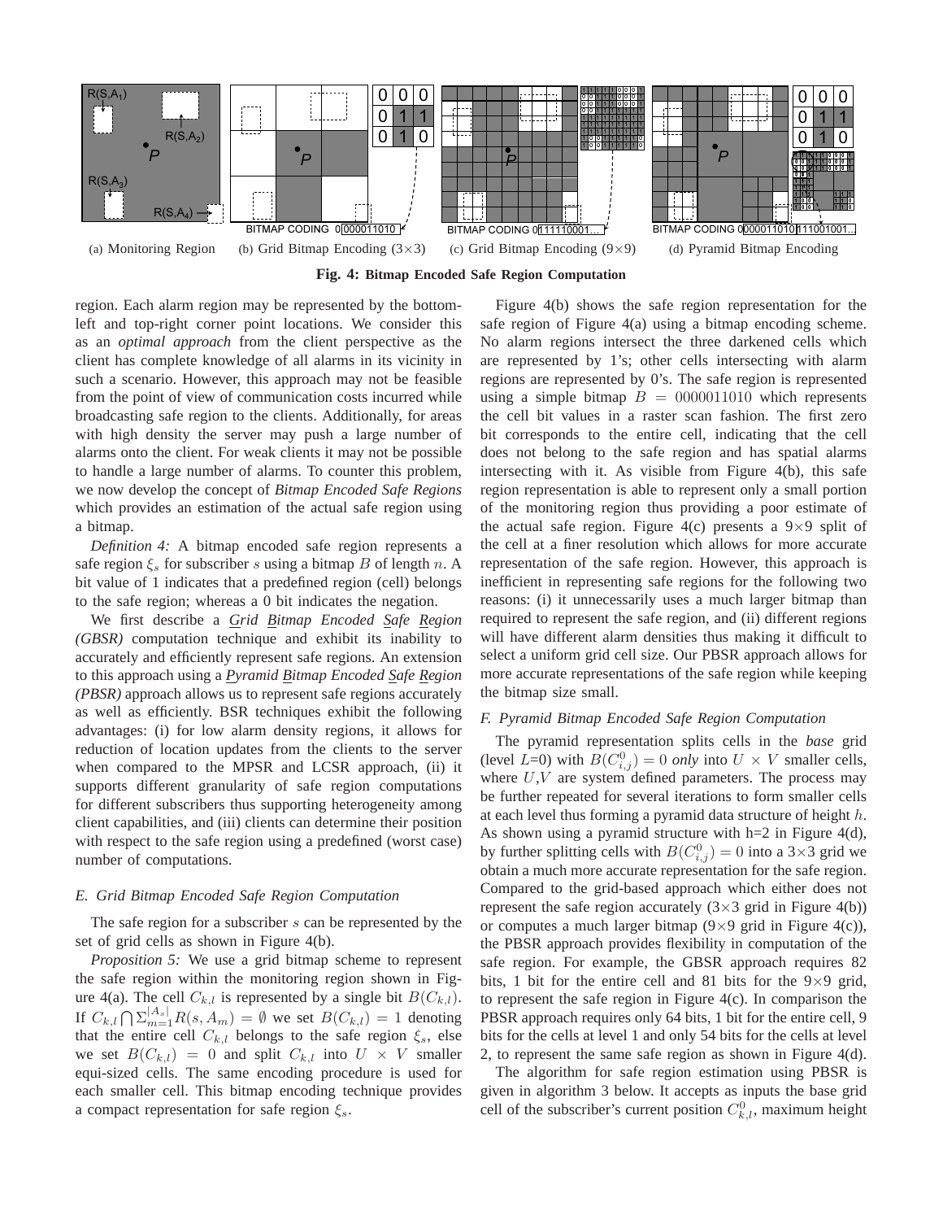(a) Monitoring Region (b) Grid Bitmap Encoding (3×3) (c) Grid Bitmap Encoding (9×9) (d) Pyramid Bitmap Encoding

**Fig. 4: Bitmap Encoded Safe Region Computation**

region. Each alarm region may be represented by the bottom-left and top-right corner point locations. We consider this as an *optimal approach* from the client perspective as the client has complete knowledge of all alarms in its vicinity in such a scenario. However, this approach may not be feasible from the point of view of communication costs incurred while broadcasting safe region to the clients. Additionally, for areas with high density the server may push a large number of alarms onto the client. For weak clients it may not be possible to handle a large number of alarms. To counter this problem, we now develop the concept of *Bitmap Encoded Safe Regions* which provides an estimation of the actual safe region using a bitmap.

*Definition 4:* A bitmap encoded safe region represents a safe region $\xi_s$ for subscriber $s$ using a bitmap $B$ of length $n$. A bit value of 1 indicates that a predefined region (cell) belongs to the safe region; whereas a 0 bit indicates the negation.

We first describe a ***G****rid* ***B****itmap Encoded* ***S****afe* ***R****egion (GBSR)* computation technique and exhibit its inability to accurately and efficiently represent safe regions. An extension to this approach using a ***P****yramid* ***B****itmap Encoded* ***S****afe* ***R****egion (PBSR)* approach allows us to represent safe regions accurately as well as efficiently. BSR techniques exhibit the following advantages: (i) for low alarm density regions, it allows for reduction of location updates from the clients to the server when compared to the MPSR and LCSR approach, (ii) it supports different granularity of safe region computations for different subscribers thus supporting heterogeneity among client capabilities, and (iii) clients can determine their position with respect to the safe region using a predefined (worst case) number of computations.

### E. Grid Bitmap Encoded Safe Region Computation

The safe region for a subscriber $s$ can be represented by the set of grid cells as shown in Figure 4(b).

*Proposition 5:* We use a grid bitmap scheme to represent the safe region within the monitoring region shown in Figure 4(a). The cell $C_{k,l}$ is represented by a single bit $B(C_{k,l})$. If $C_{k,l} \bigcap \Sigma_{m=1}^{|A_s|} R(s, A_m) = \emptyset$ we set $B(C_{k,l}) = 1$ denoting that the entire cell $C_{k,l}$ belongs to the safe region $\xi_s$, else we set $B(C_{k,l}) = 0$ and split $C_{k,l}$ into $U \times V$ smaller equi-sized cells. The same encoding procedure is used for each smaller cell. This bitmap encoding technique provides a compact representation for safe region $\xi_s$.

Figure 4(b) shows the safe region representation for the safe region of Figure 4(a) using a bitmap encoding scheme. No alarm regions intersect the three darkened cells which are represented by 1's; other cells intersecting with alarm regions are represented by 0's. The safe region is represented using a simple bitmap $B = 0000011010$ which represents the cell bit values in a raster scan fashion. The first zero bit corresponds to the entire cell, indicating that the cell does not belong to the safe region and has spatial alarms intersecting with it. As visible from Figure 4(b), this safe region representation is able to represent only a small portion of the monitoring region thus providing a poor estimate of the actual safe region. Figure 4(c) presents a 9×9 split of the cell at a finer resolution which allows for more accurate representation of the safe region. However, this approach is inefficient in representing safe regions for the following two reasons: (i) it unnecessarily uses a much larger bitmap than required to represent the safe region, and (ii) different regions will have different alarm densities thus making it difficult to select a uniform grid cell size. Our PBSR approach allows for more accurate representations of the safe region while keeping the bitmap size small.

### F. Pyramid Bitmap Encoded Safe Region Computation

The pyramid representation splits cells in the *base* grid (level $L$=0) with $B(C^0_{i,j}) = 0$ *only* into $U \times V$ smaller cells, where $U$,$V$ are system defined parameters. The process may be further repeated for several iterations to form smaller cells at each level thus forming a pyramid data structure of height $h$. As shown using a pyramid structure with h=2 in Figure 4(d), by further splitting cells with $B(C^0_{i,j}) = 0$ into a 3×3 grid we obtain a much more accurate representation for the safe region. Compared to the grid-based approach which either does not represent the safe region accurately (3×3 grid in Figure 4(b)) or computes a much larger bitmap (9×9 grid in Figure 4(c)), the PBSR approach provides flexibility in computation of the safe region. For example, the GBSR approach requires 82 bits, 1 bit for the entire cell and 81 bits for the 9×9 grid, to represent the safe region in Figure 4(c). In comparison the PBSR approach requires only 64 bits, 1 bit for the entire cell, 9 bits for the cells at level 1 and only 54 bits for the cells at level 2, to represent the same safe region as shown in Figure 4(d).

The algorithm for safe region estimation using PBSR is given in algorithm 3 below. It accepts as inputs the base grid cell of the subscriber's current position $C^0_{k,l}$, maximum height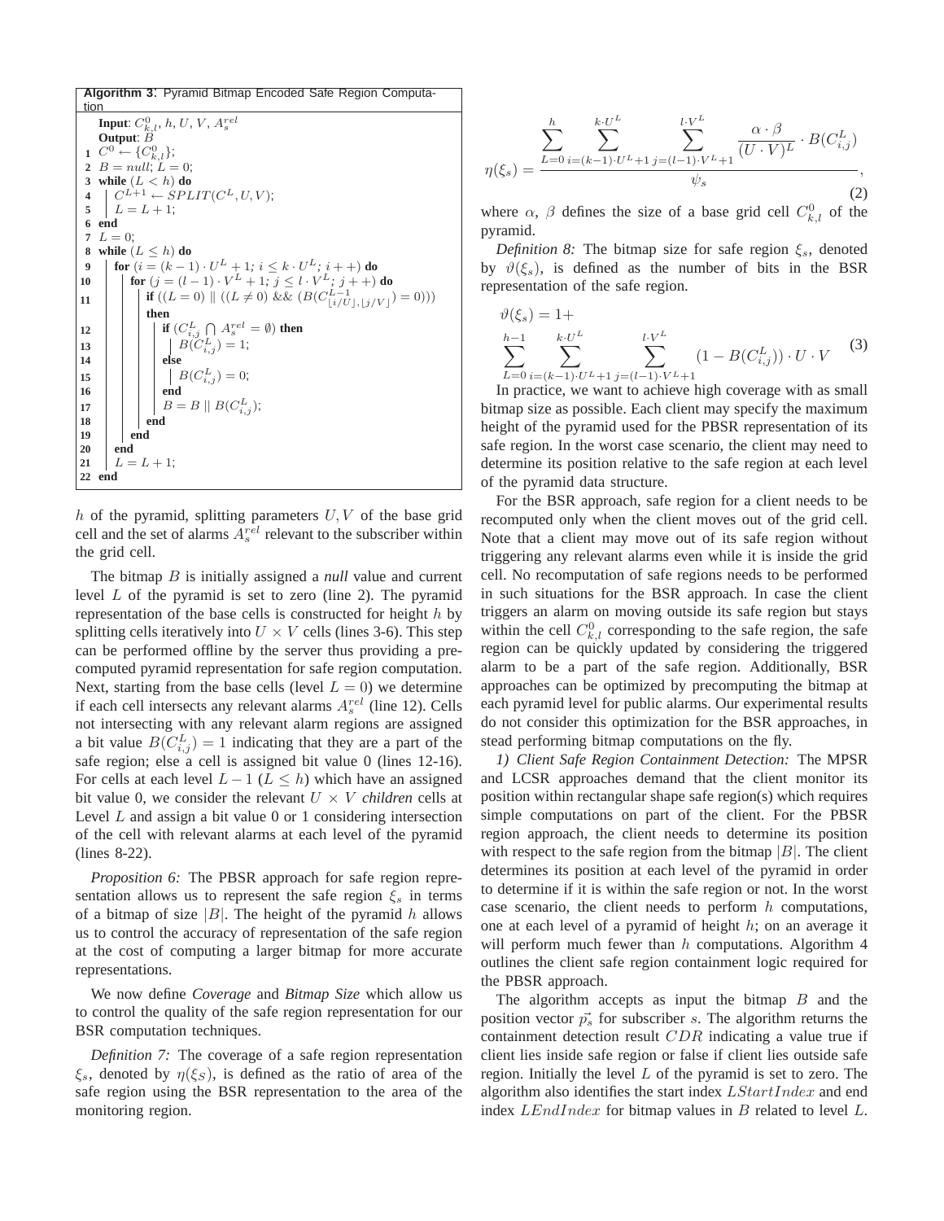**Algorithm 3**: Pyramid Bitmap Encoded Safe Region Computation

```
    Input: C^0_{k,l}, h, U, V, A^rel_s
    Output: B
 1  C^0 ← {C^0_{k,l}};
 2  B = null; L = 0;
 3  while (L < h) do
 4  |   C^{L+1} ← SPLIT(C^L, U, V);
 5  |   L = L + 1;
 6  end
 7  L = 0;
 8  while (L ≤ h) do
 9  |   for (i = (k − 1) · U^L + 1; i ≤ k · U^L; i + +) do
10  |   |   for (j = (l − 1) · V^L + 1; j ≤ l · V^L; j + +) do
11  |   |   |   if ((L = 0) || ((L ≠ 0) && (B(C^{L−1}_{⌊i/U⌋,⌊j/V⌋}) = 0)))
    |   |   |   then
12  |   |   |   |   if (C^L_{i,j} ∩ A^rel_s = ∅) then
13  |   |   |   |   |   B(C^L_{i,j}) = 1;
14  |   |   |   |   else
15  |   |   |   |   |   B(C^L_{i,j}) = 0;
16  |   |   |   |   end
17  |   |   |   |   B = B || B(C^L_{i,j});
18  |   |   |   end
19  |   |   end
20  |   end
21  |   L = L + 1;
22  end
```

$h$ of the pyramid, splitting parameters $U, V$ of the base grid cell and the set of alarms $A_s^{rel}$ relevant to the subscriber within the grid cell.

The bitmap $B$ is initially assigned a *null* value and current level $L$ of the pyramid is set to zero (line 2). The pyramid representation of the base cells is constructed for height $h$ by splitting cells iteratively into $U \times V$ cells (lines 3-6). This step can be performed offline by the server thus providing a pre-computed pyramid representation for safe region computation. Next, starting from the base cells (level $L = 0$) we determine if each cell intersects any relevant alarms $A_s^{rel}$ (line 12). Cells not intersecting with any relevant alarm regions are assigned a bit value $B(C_{i,j}^L) = 1$ indicating that they are a part of the safe region; else a cell is assigned bit value 0 (lines 12-16). For cells at each level $L-1$ ($L \leq h$) which have an assigned bit value 0, we consider the relevant $U \times V$ *children* cells at Level $L$ and assign a bit value 0 or 1 considering intersection of the cell with relevant alarms at each level of the pyramid (lines 8-22).

*Proposition 6:* The PBSR approach for safe region representation allows us to represent the safe region $\xi_s$ in terms of a bitmap of size $|B|$. The height of the pyramid $h$ allows us to control the accuracy of representation of the safe region at the cost of computing a larger bitmap for more accurate representations.

We now define *Coverage* and *Bitmap Size* which allow us to control the quality of the safe region representation for our BSR computation techniques.

*Definition 7:* The coverage of a safe region representation $\xi_s$, denoted by $\eta(\xi_S)$, is defined as the ratio of area of the safe region using the BSR representation to the area of the monitoring region.

$$\eta(\xi_s) = \frac{\sum_{L=0}^{h} \sum_{i=(k-1)\cdot U^L+1}^{k\cdot U^L} \sum_{j=(l-1)\cdot V^L+1}^{l\cdot V^L} \frac{\alpha\cdot\beta}{(U\cdot V)^L}\cdot B(C_{i,j}^L)}{\psi_s}, \quad (2)$$

where $\alpha$, $\beta$ defines the size of a base grid cell $C_{k,l}^0$ of the pyramid.

*Definition 8:* The bitmap size for safe region $\xi_s$, denoted by $\vartheta(\xi_s)$, is defined as the number of bits in the BSR representation of the safe region.

$$\vartheta(\xi_s) = 1 + \sum_{L=0}^{h-1} \sum_{i=(k-1)\cdot U^L+1}^{k\cdot U^L} \sum_{j=(l-1)\cdot V^L+1}^{l\cdot V^L} (1 - B(C_{i,j}^L))\cdot U \cdot V \quad (3)$$

In practice, we want to achieve high coverage with as small bitmap size as possible. Each client may specify the maximum height of the pyramid used for the PBSR representation of its safe region. In the worst case scenario, the client may need to determine its position relative to the safe region at each level of the pyramid data structure.

For the BSR approach, safe region for a client needs to be recomputed only when the client moves out of the grid cell. Note that a client may move out of its safe region without triggering any relevant alarms even while it is inside the grid cell. No recomputation of safe regions needs to be performed in such situations for the BSR approach. In case the client triggers an alarm on moving outside its safe region but stays within the cell $C_{k,l}^0$ corresponding to the safe region, the safe region can be quickly updated by considering the triggered alarm to be a part of the safe region. Additionally, BSR approaches can be optimized by precomputing the bitmap at each pyramid level for public alarms. Our experimental results do not consider this optimization for the BSR approaches, in stead performing bitmap computations on the fly.

*1) Client Safe Region Containment Detection:* The MPSR and LCSR approaches demand that the client monitor its position within rectangular shape safe region(s) which requires simple computations on part of the client. For the PBSR region approach, the client needs to determine its position with respect to the safe region from the bitmap $|B|$. The client determines its position at each level of the pyramid in order to determine if it is within the safe region or not. In the worst case scenario, the client needs to perform $h$ computations, one at each level of a pyramid of height $h$; on an average it will perform much fewer than $h$ computations. Algorithm 4 outlines the client safe region containment logic required for the PBSR approach.

The algorithm accepts as input the bitmap $B$ and the position vector $\vec{p_s}$ for subscriber $s$. The algorithm returns the containment detection result $CDR$ indicating a value true if client lies inside safe region or false if client lies outside safe region. Initially the level $L$ of the pyramid is set to zero. The algorithm also identifies the start index $LStartIndex$ and end index $LEndIndex$ for bitmap values in $B$ related to level $L$.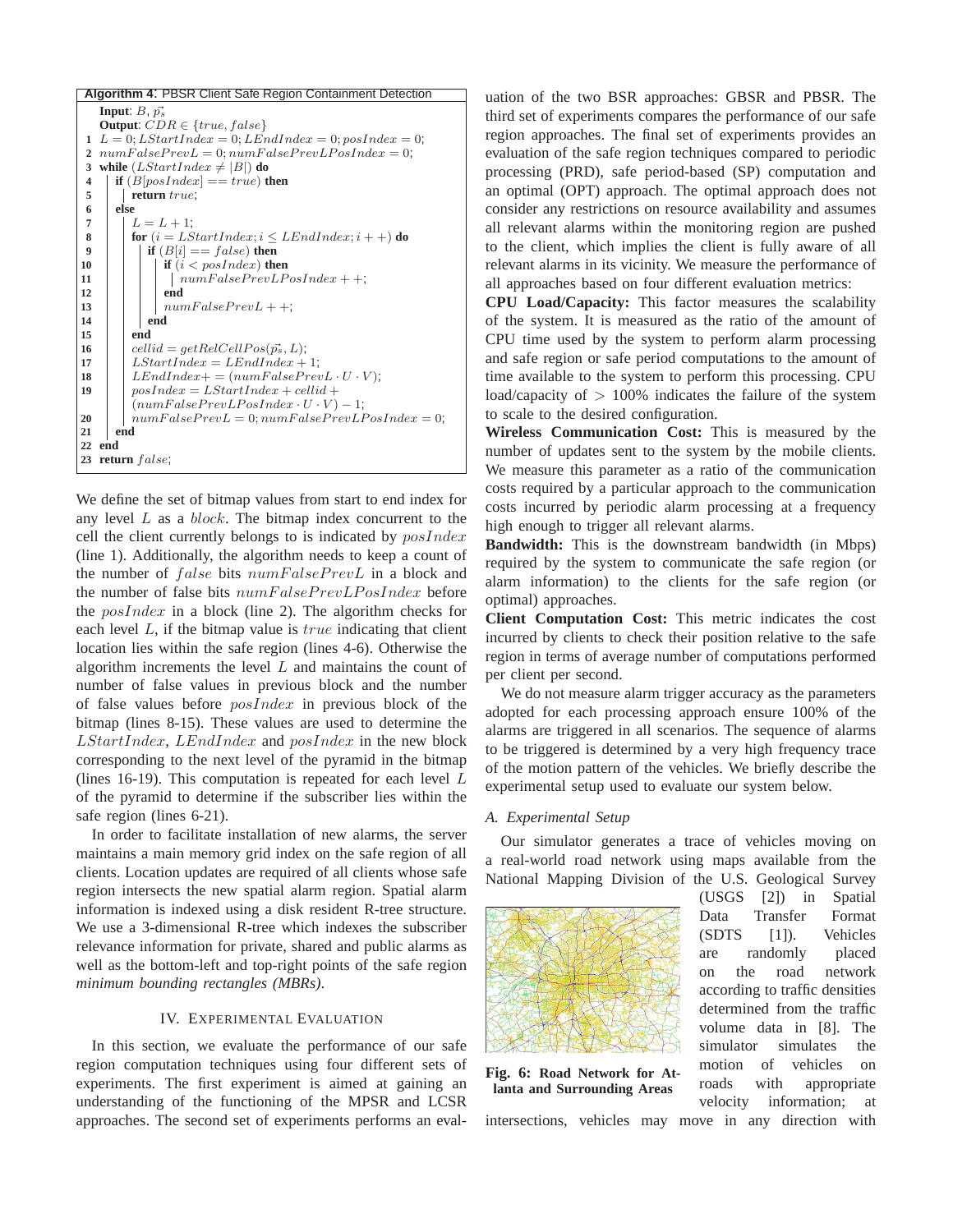**Algorithm 4**: PBSR Client Safe Region Containment Detection

```
Input: B, p_s
Output: CDR ∈ {true, false}
1  L = 0; LStartIndex = 0; LEndIndex = 0; posIndex = 0;
2  numFalsePrevL = 0; numFalsePrevLPosIndex = 0;
3  while (LStartIndex ≠ |B|) do
4      if (B[posIndex] == true) then
5          return true;
6      else
7          L = L + 1;
8          for (i = LStartIndex; i ≤ LEndIndex; i++) do
9              if (B[i] == false) then
10                 if (i < posIndex) then
11                     numFalsePrevLPosIndex++;
12                 end
13                 numFalsePrevL++;
14             end
15         end
16         cellid = getRelCellPos(p_s, L);
17         LStartIndex = LEndIndex + 1;
18         LEndIndex+ = (numFalsePrevL · U · V);
19         posIndex = LStartIndex + cellid +
           (numFalsePrevLPosIndex · U · V) − 1;
20         numFalsePrevL = 0; numFalsePrevLPosIndex = 0;
21     end
22 end
23 return false;
```

We define the set of bitmap values from start to end index for any level $L$ as a *block*. The bitmap index concurrent to the cell the client currently belongs to is indicated by $posIndex$ (line 1). Additionally, the algorithm needs to keep a count of the number of $false$ bits $numFalsePrevL$ in a block and the number of false bits $numFalsePrevLPosIndex$ before the $posIndex$ in a block (line 2). The algorithm checks for each level $L$, if the bitmap value is $true$ indicating that client location lies within the safe region (lines 4-6). Otherwise the algorithm increments the level $L$ and maintains the count of number of false values in previous block and the number of false values before $posIndex$ in previous block of the bitmap (lines 8-15). These values are used to determine the $LStartIndex$, $LEndIndex$ and $posIndex$ in the new block corresponding to the next level of the pyramid in the bitmap (lines 16-19). This computation is repeated for each level $L$ of the pyramid to determine if the subscriber lies within the safe region (lines 6-21).

In order to facilitate installation of new alarms, the server maintains a main memory grid index on the safe region of all clients. Location updates are required of all clients whose safe region intersects the new spatial alarm region. Spatial alarm information is indexed using a disk resident R-tree structure. We use a 3-dimensional R-tree which indexes the subscriber relevance information for private, shared and public alarms as well as the bottom-left and top-right points of the safe region *minimum bounding rectangles (MBRs)*.

## IV. Experimental Evaluation

In this section, we evaluate the performance of our safe region computation techniques using four different sets of experiments. The first experiment is aimed at gaining an understanding of the functioning of the MPSR and LCSR approaches. The second set of experiments performs an evaluation of the two BSR approaches: GBSR and PBSR. The third set of experiments compares the performance of our safe region approaches. The final set of experiments provides an evaluation of the safe region techniques compared to periodic processing (PRD), safe period-based (SP) computation and an optimal (OPT) approach. The optimal approach does not consider any restrictions on resource availability and assumes all relevant alarms within the monitoring region are pushed to the client, which implies the client is fully aware of all relevant alarms in its vicinity. We measure the performance of all approaches based on four different evaluation metrics:

**CPU Load/Capacity:** This factor measures the scalability of the system. It is measured as the ratio of the amount of CPU time used by the system to perform alarm processing and safe region or safe period computations to the amount of time available to the system to perform this processing. CPU load/capacity of $> 100\%$ indicates the failure of the system to scale to the desired configuration.

**Wireless Communication Cost:** This is measured by the number of updates sent to the system by the mobile clients. We measure this parameter as a ratio of the communication costs required by a particular approach to the communication costs incurred by periodic alarm processing at a frequency high enough to trigger all relevant alarms.

**Bandwidth:** This is the downstream bandwidth (in Mbps) required by the system to communicate the safe region (or alarm information) to the clients for the safe region (or optimal) approaches.

**Client Computation Cost:** This metric indicates the cost incurred by clients to check their position relative to the safe region in terms of average number of computations performed per client per second.

We do not measure alarm trigger accuracy as the parameters adopted for each processing approach ensure 100% of the alarms are triggered in all scenarios. The sequence of alarms to be triggered is determined by a very high frequency trace of the motion pattern of the vehicles. We briefly describe the experimental setup used to evaluate our system below.

### A. Experimental Setup

Our simulator generates a trace of vehicles moving on a real-world road network using maps available from the National Mapping Division of the U.S. Geological Survey (USGS [2]) in Spatial Data Transfer Format (SDTS [1]). Vehicles are randomly placed on the road network according to traffic densities determined from the traffic volume data in [8]. The simulator simulates the motion of vehicles on roads with appropriate velocity information; at intersections, vehicles may move in any direction with

**Fig. 6: Road Network for Atlanta and Surrounding Areas**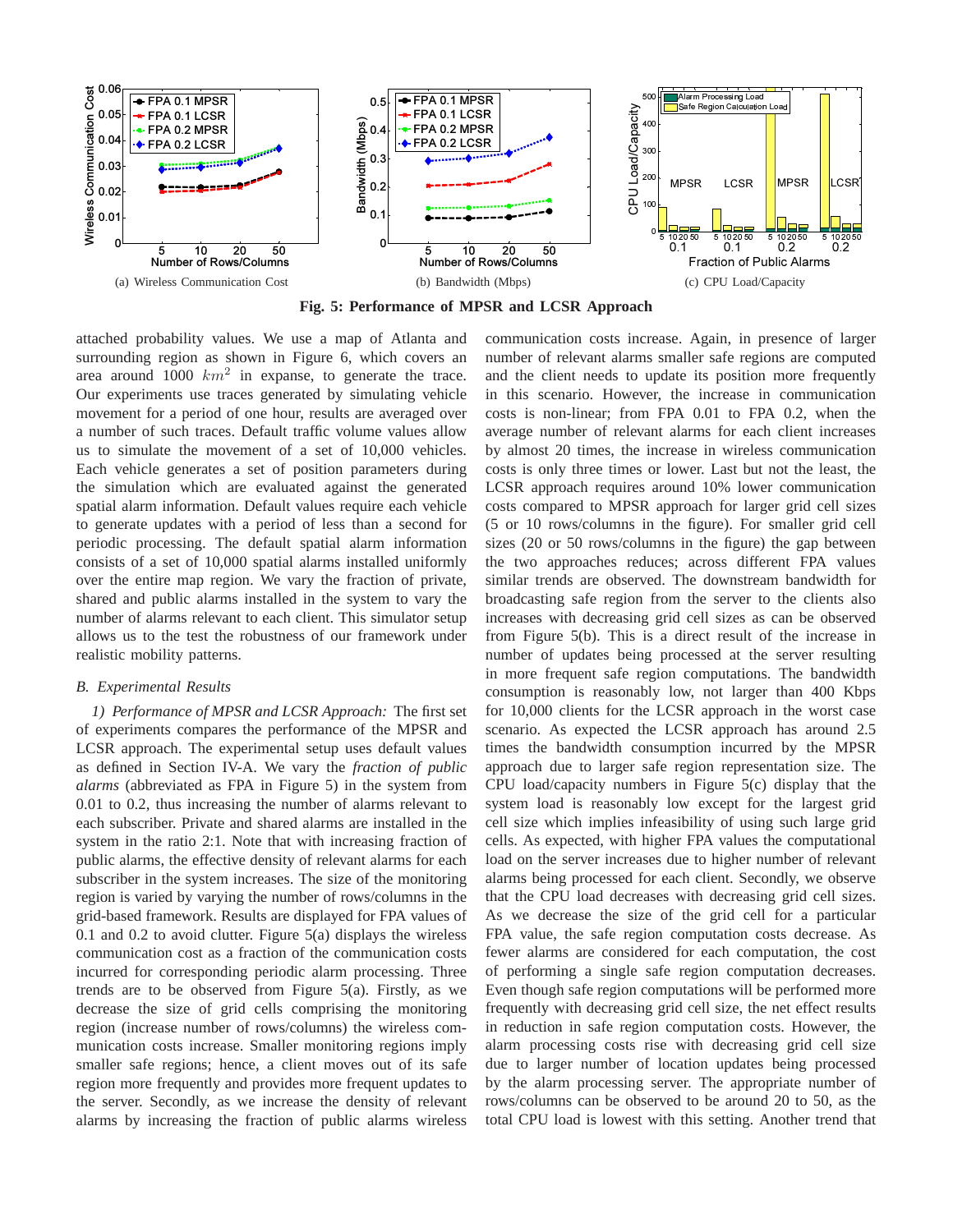(a) Wireless Communication Cost

(b) Bandwidth (Mbps)

(c) CPU Load/Capacity

**Fig. 5: Performance of MPSR and LCSR Approach**

attached probability values. We use a map of Atlanta and surrounding region as shown in Figure 6, which covers an area around 1000 $km^2$ in expanse, to generate the trace. Our experiments use traces generated by simulating vehicle movement for a period of one hour, results are averaged over a number of such traces. Default traffic volume values allow us to simulate the movement of a set of 10,000 vehicles. Each vehicle generates a set of position parameters during the simulation which are evaluated against the generated spatial alarm information. Default values require each vehicle to generate updates with a period of less than a second for periodic processing. The default spatial alarm information consists of a set of 10,000 spatial alarms installed uniformly over the entire map region. We vary the fraction of private, shared and public alarms installed in the system to vary the number of alarms relevant to each client. This simulator setup allows us to the test the robustness of our framework under realistic mobility patterns.

### *B. Experimental Results*

*1) Performance of MPSR and LCSR Approach:* The first set of experiments compares the performance of the MPSR and LCSR approach. The experimental setup uses default values as defined in Section IV-A. We vary the *fraction of public alarms* (abbreviated as FPA in Figure 5) in the system from 0.01 to 0.2, thus increasing the number of alarms relevant to each subscriber. Private and shared alarms are installed in the system in the ratio 2:1. Note that with increasing fraction of public alarms, the effective density of relevant alarms for each subscriber in the system increases. The size of the monitoring region is varied by varying the number of rows/columns in the grid-based framework. Results are displayed for FPA values of 0.1 and 0.2 to avoid clutter. Figure 5(a) displays the wireless communication cost as a fraction of the communication costs incurred for corresponding periodic alarm processing. Three trends are to be observed from Figure 5(a). Firstly, as we decrease the size of grid cells comprising the monitoring region (increase number of rows/columns) the wireless communication costs increase. Smaller monitoring regions imply smaller safe regions; hence, a client moves out of its safe region more frequently and provides more frequent updates to the server. Secondly, as we increase the density of relevant alarms by increasing the fraction of public alarms wireless communication costs increase. Again, in presence of larger number of relevant alarms smaller safe regions are computed and the client needs to update its position more frequently in this scenario. However, the increase in communication costs is non-linear; from FPA 0.01 to FPA 0.2, when the average number of relevant alarms for each client increases by almost 20 times, the increase in wireless communication costs is only three times or lower. Last but not the least, the LCSR approach requires around 10% lower communication costs compared to MPSR approach for larger grid cell sizes (5 or 10 rows/columns in the figure). For smaller grid cell sizes (20 or 50 rows/columns in the figure) the gap between the two approaches reduces; across different FPA values similar trends are observed. The downstream bandwidth for broadcasting safe region from the server to the clients also increases with decreasing grid cell sizes as can be observed from Figure 5(b). This is a direct result of the increase in number of updates being processed at the server resulting in more frequent safe region computations. The bandwidth consumption is reasonably low, not larger than 400 Kbps for 10,000 clients for the LCSR approach in the worst case scenario. As expected the LCSR approach has around 2.5 times the bandwidth consumption incurred by the MPSR approach due to larger safe region representation size. The CPU load/capacity numbers in Figure 5(c) display that the system load is reasonably low except for the largest grid cell size which implies infeasibility of using such large grid cells. As expected, with higher FPA values the computational load on the server increases due to higher number of relevant alarms being processed for each client. Secondly, we observe that the CPU load decreases with decreasing grid cell sizes. As we decrease the size of the grid cell for a particular FPA value, the safe region computation costs decrease. As fewer alarms are considered for each computation, the cost of performing a single safe region computation decreases. Even though safe region computations will be performed more frequently with decreasing grid cell size, the net effect results in reduction in safe region computation costs. However, the alarm processing costs rise with decreasing grid cell size due to larger number of location updates being processed by the alarm processing server. The appropriate number of rows/columns can be observed to be around 20 to 50, as the total CPU load is lowest with this setting. Another trend that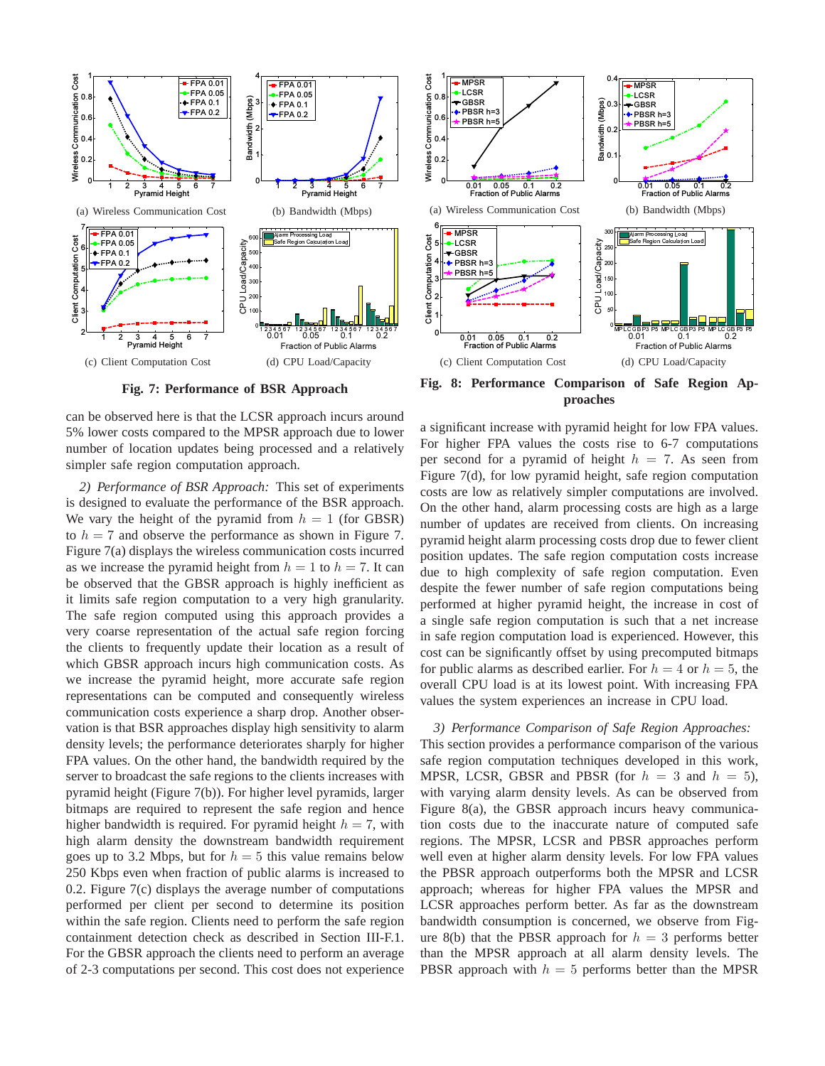(a) Wireless Communication Cost

(b) Bandwidth (Mbps)

(c) Client Computation Cost

(d) CPU Load/Capacity

**Fig. 7: Performance of BSR Approach**

(a) Wireless Communication Cost

(b) Bandwidth (Mbps)

(c) Client Computation Cost

(d) CPU Load/Capacity

**Fig. 8: Performance Comparison of Safe Region Approaches**

can be observed here is that the LCSR approach incurs around 5% lower costs compared to the MPSR approach due to lower number of location updates being processed and a relatively simpler safe region computation approach.

*2) Performance of BSR Approach:* This set of experiments is designed to evaluate the performance of the BSR approach. We vary the height of the pyramid from $h = 1$ (for GBSR) to $h = 7$ and observe the performance as shown in Figure 7. Figure 7(a) displays the wireless communication costs incurred as we increase the pyramid height from $h = 1$ to $h = 7$. It can be observed that the GBSR approach is highly inefficient as it limits safe region computation to a very high granularity. The safe region computed using this approach provides a very coarse representation of the actual safe region forcing the clients to frequently update their location as a result of which GBSR approach incurs high communication costs. As we increase the pyramid height, more accurate safe region representations can be computed and consequently wireless communication costs experience a sharp drop. Another observation is that BSR approaches display high sensitivity to alarm density levels; the performance deteriorates sharply for higher FPA values. On the other hand, the bandwidth required by the server to broadcast the safe regions to the clients increases with pyramid height (Figure 7(b)). For higher level pyramids, larger bitmaps are required to represent the safe region and hence higher bandwidth is required. For pyramid height $h = 7$, with high alarm density the downstream bandwidth requirement goes up to 3.2 Mbps, but for $h = 5$ this value remains below 250 Kbps even when fraction of public alarms is increased to 0.2. Figure 7(c) displays the average number of computations performed per client per second to determine its position within the safe region. Clients need to perform the safe region containment detection check as described in Section III-F.1. For the GBSR approach the clients need to perform an average of 2-3 computations per second. This cost does not experience a significant increase with pyramid height for low FPA values. For higher FPA values the costs rise to 6-7 computations per second for a pyramid of height $h = 7$. As seen from Figure 7(d), for low pyramid height, safe region computation costs are low as relatively simpler computations are involved. On the other hand, alarm processing costs are high as a large number of updates are received from clients. On increasing pyramid height alarm processing costs drop due to fewer client position updates. The safe region computation costs increase due to high complexity of safe region computation. Even despite the fewer number of safe region computations being performed at higher pyramid height, the increase in cost of a single safe region computation is such that a net increase in safe region computation load is experienced. However, this cost can be significantly offset by using precomputed bitmaps for public alarms as described earlier. For $h = 4$ or $h = 5$, the overall CPU load is at its lowest point. With increasing FPA values the system experiences an increase in CPU load.

*3) Performance Comparison of Safe Region Approaches:* This section provides a performance comparison of the various safe region computation techniques developed in this work, MPSR, LCSR, GBSR and PBSR (for $h = 3$ and $h = 5$), with varying alarm density levels. As can be observed from Figure 8(a), the GBSR approach incurs heavy communication costs due to the inaccurate nature of computed safe regions. The MPSR, LCSR and PBSR approaches perform well even at higher alarm density levels. For low FPA values the PBSR approach outperforms both the MPSR and LCSR approach; whereas for higher FPA values the MPSR and LCSR approaches perform better. As far as the downstream bandwidth consumption is concerned, we observe from Figure 8(b) that the PBSR approach for $h = 3$ performs better than the MPSR approach at all alarm density levels. The PBSR approach with $h = 5$ performs better than the MPSR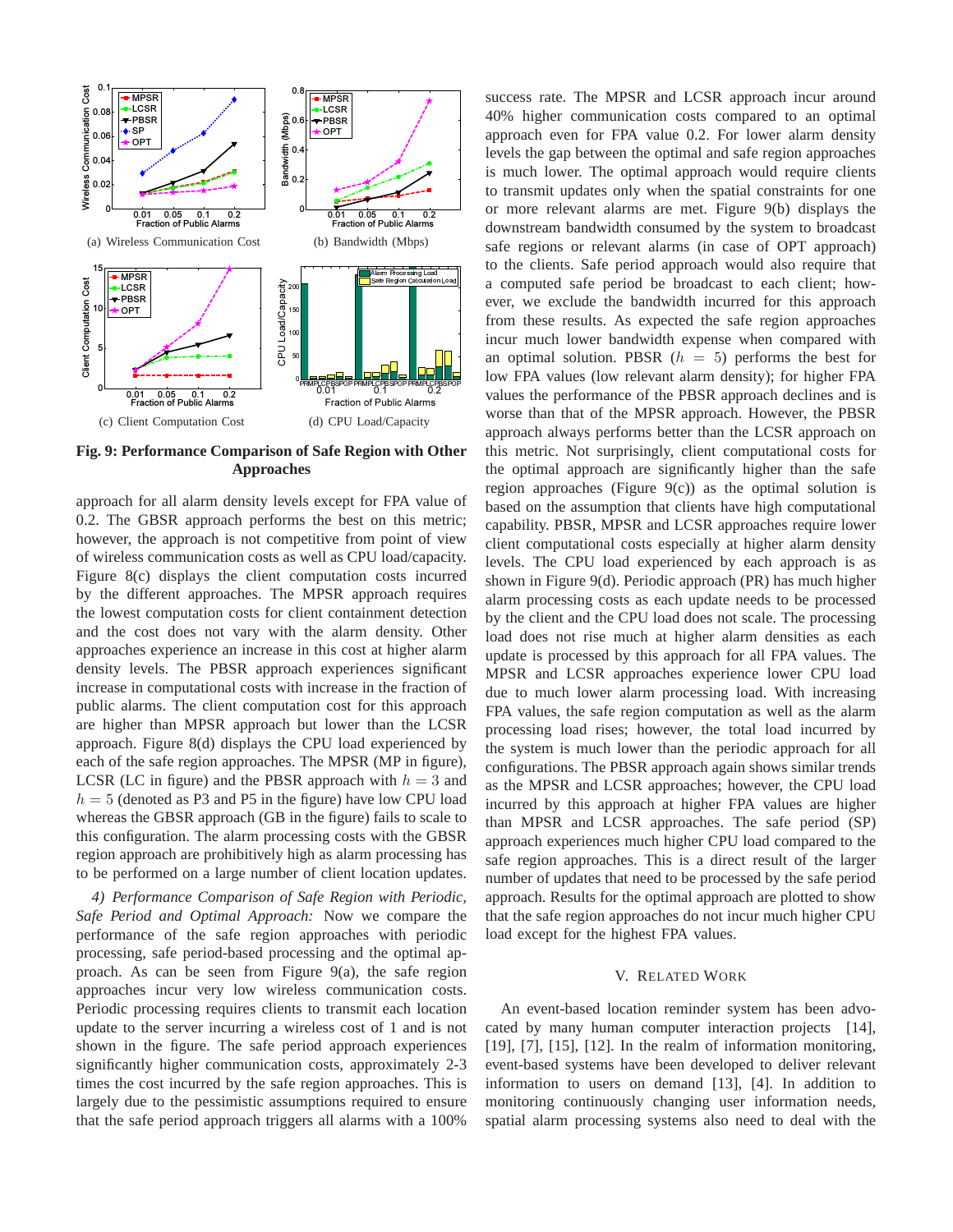(a) Wireless Communication Cost

(b) Bandwidth (Mbps)

(c) Client Computation Cost

(d) CPU Load/Capacity

**Fig. 9: Performance Comparison of Safe Region with Other Approaches**

approach for all alarm density levels except for FPA value of 0.2. The GBSR approach performs the best on this metric; however, the approach is not competitive from point of view of wireless communication costs as well as CPU load/capacity. Figure 8(c) displays the client computation costs incurred by the different approaches. The MPSR approach requires the lowest computation costs for client containment detection and the cost does not vary with the alarm density. Other approaches experience an increase in this cost at higher alarm density levels. The PBSR approach experiences significant increase in computational costs with increase in the fraction of public alarms. The client computation cost for this approach are higher than MPSR approach but lower than the LCSR approach. Figure 8(d) displays the CPU load experienced by each of the safe region approaches. The MPSR (MP in figure), LCSR (LC in figure) and the PBSR approach with $h = 3$ and $h = 5$ (denoted as P3 and P5 in the figure) have low CPU load whereas the GBSR approach (GB in the figure) fails to scale to this configuration. The alarm processing costs with the GBSR region approach are prohibitively high as alarm processing has to be performed on a large number of client location updates.

*4) Performance Comparison of Safe Region with Periodic, Safe Period and Optimal Approach:* Now we compare the performance of the safe region approaches with periodic processing, safe period-based processing and the optimal approach. As can be seen from Figure 9(a), the safe region approaches incur very low wireless communication costs. Periodic processing requires clients to transmit each location update to the server incurring a wireless cost of 1 and is not shown in the figure. The safe period approach experiences significantly higher communication costs, approximately 2-3 times the cost incurred by the safe region approaches. This is largely due to the pessimistic assumptions required to ensure that the safe period approach triggers all alarms with a 100% success rate. The MPSR and LCSR approach incur around 40% higher communication costs compared to an optimal approach even for FPA value 0.2. For lower alarm density levels the gap between the optimal and safe region approaches is much lower. The optimal approach would require clients to transmit updates only when the spatial constraints for one or more relevant alarms are met. Figure 9(b) displays the downstream bandwidth consumed by the system to broadcast safe regions or relevant alarms (in case of OPT approach) to the clients. Safe period approach would also require that a computed safe period be broadcast to each client; however, we exclude the bandwidth incurred for this approach from these results. As expected the safe region approaches incur much lower bandwidth expense when compared with an optimal solution. PBSR ($h = 5$) performs the best for low FPA values (low relevant alarm density); for higher FPA values the performance of the PBSR approach declines and is worse than that of the MPSR approach. However, the PBSR approach always performs better than the LCSR approach on this metric. Not surprisingly, client computational costs for the optimal approach are significantly higher than the safe region approaches (Figure 9(c)) as the optimal solution is based on the assumption that clients have high computational capability. PBSR, MPSR and LCSR approaches require lower client computational costs especially at higher alarm density levels. The CPU load experienced by each approach is as shown in Figure 9(d). Periodic approach (PR) has much higher alarm processing costs as each update needs to be processed by the client and the CPU load does not scale. The processing load does not rise much at higher alarm densities as each update is processed by this approach for all FPA values. The MPSR and LCSR approaches experience lower CPU load due to much lower alarm processing load. With increasing FPA values, the safe region computation as well as the alarm processing load rises; however, the total load incurred by the system is much lower than the periodic approach for all configurations. The PBSR approach again shows similar trends as the MPSR and LCSR approaches; however, the CPU load incurred by this approach at higher FPA values are higher than MPSR and LCSR approaches. The safe period (SP) approach experiences much higher CPU load compared to the safe region approaches. This is a direct result of the larger number of updates that need to be processed by the safe period approach. Results for the optimal approach are plotted to show that the safe region approaches do not incur much higher CPU load except for the highest FPA values.

## V. Related Work

An event-based location reminder system has been advocated by many human computer interaction projects [14], [19], [7], [15], [12]. In the realm of information monitoring, event-based systems have been developed to deliver relevant information to users on demand [13], [4]. In addition to monitoring continuously changing user information needs, spatial alarm processing systems also need to deal with the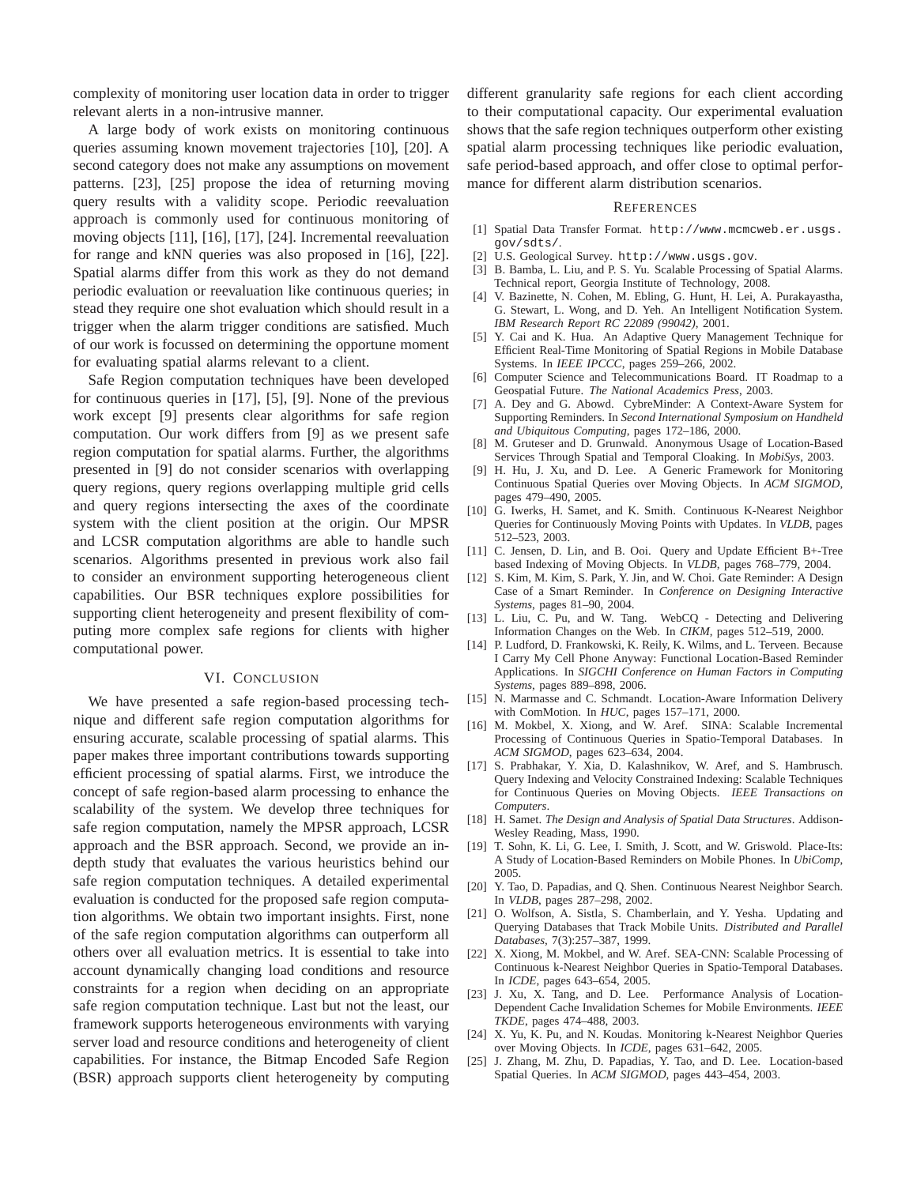complexity of monitoring user location data in order to trigger relevant alerts in a non-intrusive manner.

A large body of work exists on monitoring continuous queries assuming known movement trajectories [10], [20]. A second category does not make any assumptions on movement patterns. [23], [25] propose the idea of returning moving query results with a validity scope. Periodic reevaluation approach is commonly used for continuous monitoring of moving objects [11], [16], [17], [24]. Incremental reevaluation for range and kNN queries was also proposed in [16], [22]. Spatial alarms differ from this work as they do not demand periodic evaluation or reevaluation like continuous queries; in stead they require one shot evaluation which should result in a trigger when the alarm trigger conditions are satisfied. Much of our work is focussed on determining the opportune moment for evaluating spatial alarms relevant to a client.

Safe Region computation techniques have been developed for continuous queries in [17], [5], [9]. None of the previous work except [9] presents clear algorithms for safe region computation. Our work differs from [9] as we present safe region computation for spatial alarms. Further, the algorithms presented in [9] do not consider scenarios with overlapping query regions, query regions overlapping multiple grid cells and query regions intersecting the axes of the coordinate system with the client position at the origin. Our MPSR and LCSR computation algorithms are able to handle such scenarios. Algorithms presented in previous work also fail to consider an environment supporting heterogeneous client capabilities. Our BSR techniques explore possibilities for supporting client heterogeneity and present flexibility of computing more complex safe regions for clients with higher computational power.

## VI. Conclusion

We have presented a safe region-based processing technique and different safe region computation algorithms for ensuring accurate, scalable processing of spatial alarms. This paper makes three important contributions towards supporting efficient processing of spatial alarms. First, we introduce the concept of safe region-based alarm processing to enhance the scalability of the system. We develop three techniques for safe region computation, namely the MPSR approach, LCSR approach and the BSR approach. Second, we provide an in-depth study that evaluates the various heuristics behind our safe region computation techniques. A detailed experimental evaluation is conducted for the proposed safe region computation algorithms. We obtain two important insights. First, none of the safe region computation algorithms can outperform all others over all evaluation metrics. It is essential to take into account dynamically changing load conditions and resource constraints for a region when deciding on an appropriate safe region computation technique. Last but not the least, our framework supports heterogeneous environments with varying server load and resource conditions and heterogeneity of client capabilities. For instance, the Bitmap Encoded Safe Region (BSR) approach supports client heterogeneity by computing different granularity safe regions for each client according to their computational capacity. Our experimental evaluation shows that the safe region techniques outperform other existing spatial alarm processing techniques like periodic evaluation, safe period-based approach, and offer close to optimal performance for different alarm distribution scenarios.

## References

[1] Spatial Data Transfer Format. http://www.mcmcweb.er.usgs.gov/sdts/.

[2] U.S. Geological Survey. http://www.usgs.gov.

[3] B. Bamba, L. Liu, and P. S. Yu. Scalable Processing of Spatial Alarms. Technical report, Georgia Institute of Technology, 2008.

[4] V. Bazinette, N. Cohen, M. Ebling, G. Hunt, H. Lei, A. Purakayastha, G. Stewart, L. Wong, and D. Yeh. An Intelligent Notification System. *IBM Research Report RC 22089 (99042)*, 2001.

[5] Y. Cai and K. Hua. An Adaptive Query Management Technique for Efficient Real-Time Monitoring of Spatial Regions in Mobile Database Systems. In *IEEE IPCCC*, pages 259–266, 2002.

[6] Computer Science and Telecommunications Board. IT Roadmap to a Geospatial Future. *The National Academics Press*, 2003.

[7] A. Dey and G. Abowd. CybreMinder: A Context-Aware System for Supporting Reminders. In *Second International Symposium on Handheld and Ubiquitous Computing*, pages 172–186, 2000.

[8] M. Gruteser and D. Grunwald. Anonymous Usage of Location-Based Services Through Spatial and Temporal Cloaking. In *MobiSys*, 2003.

[9] H. Hu, J. Xu, and D. Lee. A Generic Framework for Monitoring Continuous Spatial Queries over Moving Objects. In *ACM SIGMOD*, pages 479–490, 2005.

[10] G. Iwerks, H. Samet, and K. Smith. Continuous K-Nearest Neighbor Queries for Continuously Moving Points with Updates. In *VLDB*, pages 512–523, 2003.

[11] C. Jensen, D. Lin, and B. Ooi. Query and Update Efficient B+-Tree based Indexing of Moving Objects. In *VLDB*, pages 768–779, 2004.

[12] S. Kim, M. Kim, S. Park, Y. Jin, and W. Choi. Gate Reminder: A Design Case of a Smart Reminder. In *Conference on Designing Interactive Systems*, pages 81–90, 2004.

[13] L. Liu, C. Pu, and W. Tang. WebCQ - Detecting and Delivering Information Changes on the Web. In *CIKM*, pages 512–519, 2000.

[14] P. Ludford, D. Frankowski, K. Reily, K. Wilms, and L. Terveen. Because I Carry My Cell Phone Anyway: Functional Location-Based Reminder Applications. In *SIGCHI Conference on Human Factors in Computing Systems*, pages 889–898, 2006.

[15] N. Marmasse and C. Schmandt. Location-Aware Information Delivery with ComMotion. In *HUC*, pages 157–171, 2000.

[16] M. Mokbel, X. Xiong, and W. Aref. SINA: Scalable Incremental Processing of Continuous Queries in Spatio-Temporal Databases. In *ACM SIGMOD*, pages 623–634, 2004.

[17] S. Prabhakar, Y. Xia, D. Kalashnikov, W. Aref, and S. Hambrusch. Query Indexing and Velocity Constrained Indexing: Scalable Techniques for Continuous Queries on Moving Objects. *IEEE Transactions on Computers*.

[18] H. Samet. *The Design and Analysis of Spatial Data Structures*. Addison-Wesley Reading, Mass, 1990.

[19] T. Sohn, K. Li, G. Lee, I. Smith, J. Scott, and W. Griswold. Place-Its: A Study of Location-Based Reminders on Mobile Phones. In *UbiComp*, 2005.

[20] Y. Tao, D. Papadias, and Q. Shen. Continuous Nearest Neighbor Search. In *VLDB*, pages 287–298, 2002.

[21] O. Wolfson, A. Sistla, S. Chamberlain, and Y. Yesha. Updating and Querying Databases that Track Mobile Units. *Distributed and Parallel Databases*, 7(3):257–387, 1999.

[22] X. Xiong, M. Mokbel, and W. Aref. SEA-CNN: Scalable Processing of Continuous k-Nearest Neighbor Queries in Spatio-Temporal Databases. In *ICDE*, pages 643–654, 2005.

[23] J. Xu, X. Tang, and D. Lee. Performance Analysis of Location-Dependent Cache Invalidation Schemes for Mobile Environments. *IEEE TKDE*, pages 474–488, 2003.

[24] X. Yu, K. Pu, and N. Koudas. Monitoring k-Nearest Neighbor Queries over Moving Objects. In *ICDE*, pages 631–642, 2005.

[25] J. Zhang, M. Zhu, D. Papadias, Y. Tao, and D. Lee. Location-based Spatial Queries. In *ACM SIGMOD*, pages 443–454, 2003.